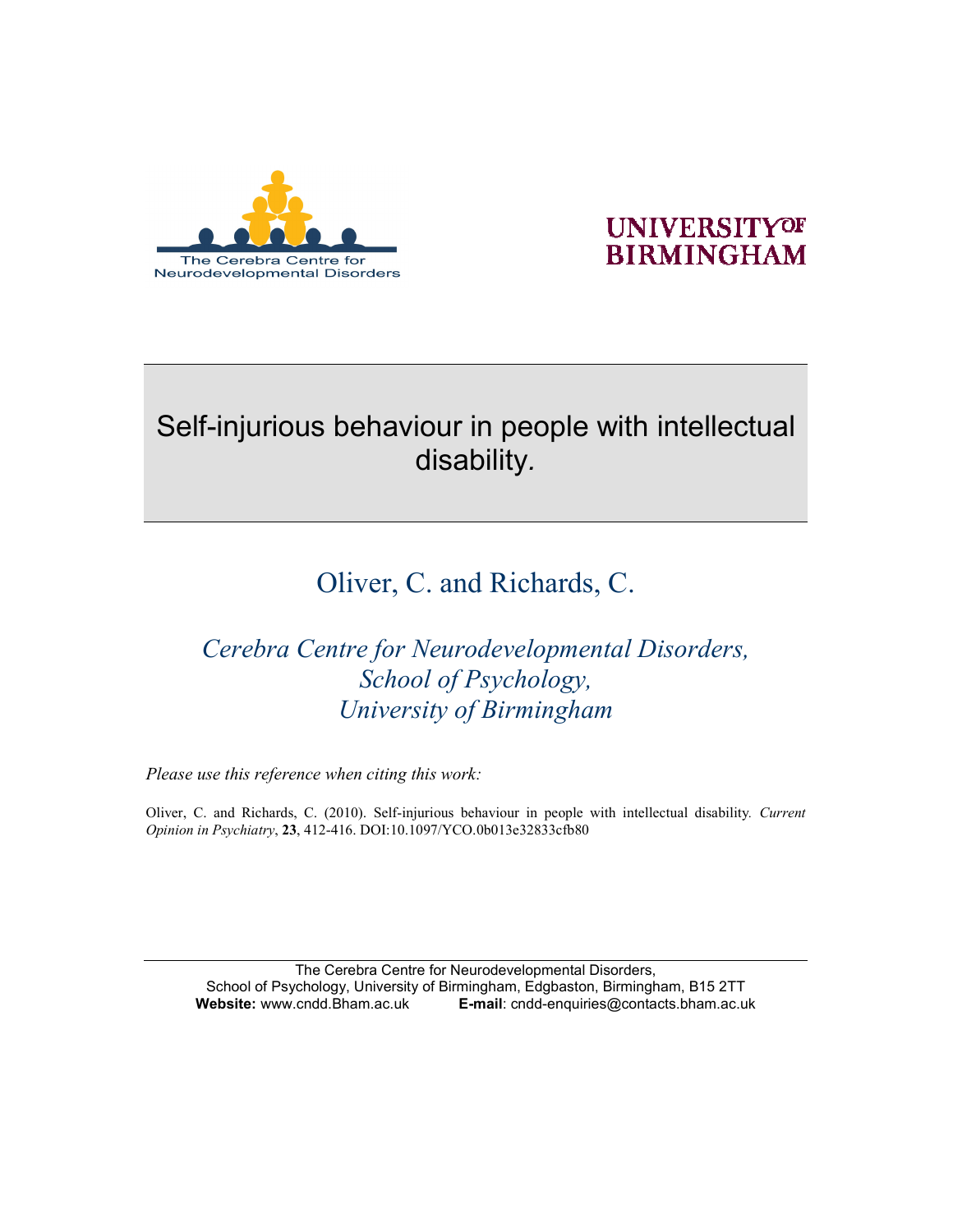The Cerebra Centre for Neurodevelopmental Disorders

UNIVERSITY OF BIRMINGHAM

# Self-injurious behaviour in people with intellectual disability.

Oliver, C. and Richards, C.

*Cerebra Centre for Neurodevelopmental Disorders,*
*School of Psychology,*
*University of Birmingham*

*Please use this reference when citing this work:*

Oliver, C. and Richards, C. (2010). Self-injurious behaviour in people with intellectual disability. *Current Opinion in Psychiatry*, **23**, 412-416. DOI:10.1097/YCO.0b013e32833cfb80

The Cerebra Centre for Neurodevelopmental Disorders,
School of Psychology, University of Birmingham, Edgbaston, Birmingham, B15 2TT
**Website:** www.cndd.Bham.ac.uk **E-mail**: cndd-enquiries@contacts.bham.ac.uk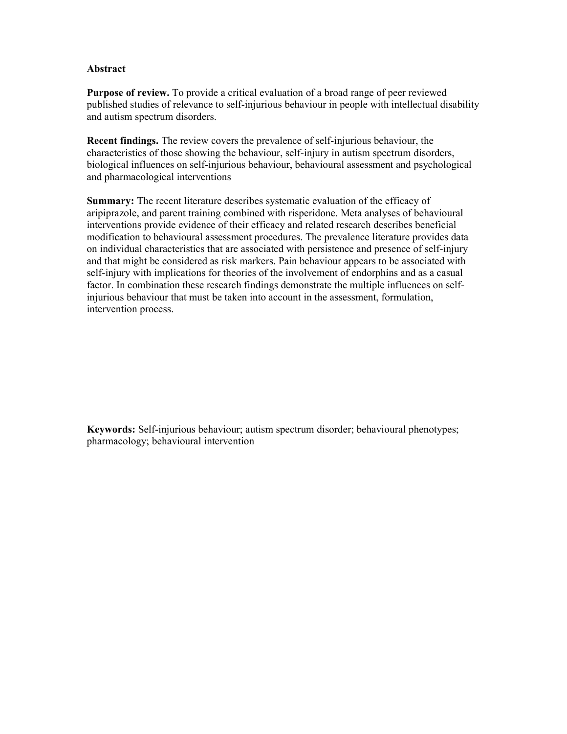**Abstract**

**Purpose of review.** To provide a critical evaluation of a broad range of peer reviewed published studies of relevance to self-injurious behaviour in people with intellectual disability and autism spectrum disorders.

**Recent findings.** The review covers the prevalence of self-injurious behaviour, the characteristics of those showing the behaviour, self-injury in autism spectrum disorders, biological influences on self-injurious behaviour, behavioural assessment and psychological and pharmacological interventions

**Summary:** The recent literature describes systematic evaluation of the efficacy of aripiprazole, and parent training combined with risperidone. Meta analyses of behavioural interventions provide evidence of their efficacy and related research describes beneficial modification to behavioural assessment procedures. The prevalence literature provides data on individual characteristics that are associated with persistence and presence of self-injury and that might be considered as risk markers. Pain behaviour appears to be associated with self-injury with implications for theories of the involvement of endorphins and as a casual factor. In combination these research findings demonstrate the multiple influences on self-injurious behaviour that must be taken into account in the assessment, formulation, intervention process.

**Keywords:** Self-injurious behaviour; autism spectrum disorder; behavioural phenotypes; pharmacology; behavioural intervention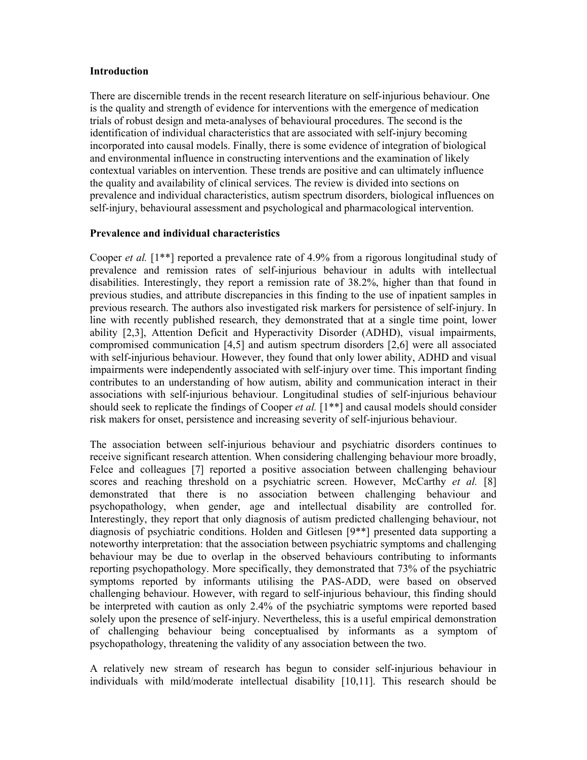## Introduction

There are discernible trends in the recent research literature on self-injurious behaviour. One is the quality and strength of evidence for interventions with the emergence of medication trials of robust design and meta-analyses of behavioural procedures. The second is the identification of individual characteristics that are associated with self-injury becoming incorporated into causal models. Finally, there is some evidence of integration of biological and environmental influence in constructing interventions and the examination of likely contextual variables on intervention. These trends are positive and can ultimately influence the quality and availability of clinical services. The review is divided into sections on prevalence and individual characteristics, autism spectrum disorders, biological influences on self-injury, behavioural assessment and psychological and pharmacological intervention.

## Prevalence and individual characteristics

Cooper *et al.* [1**] reported a prevalence rate of 4.9% from a rigorous longitudinal study of prevalence and remission rates of self-injurious behaviour in adults with intellectual disabilities. Interestingly, they report a remission rate of 38.2%, higher than that found in previous studies, and attribute discrepancies in this finding to the use of inpatient samples in previous research. The authors also investigated risk markers for persistence of self-injury. In line with recently published research, they demonstrated that at a single time point, lower ability [2,3], Attention Deficit and Hyperactivity Disorder (ADHD), visual impairments, compromised communication [4,5] and autism spectrum disorders [2,6] were all associated with self-injurious behaviour. However, they found that only lower ability, ADHD and visual impairments were independently associated with self-injury over time. This important finding contributes to an understanding of how autism, ability and communication interact in their associations with self-injurious behaviour. Longitudinal studies of self-injurious behaviour should seek to replicate the findings of Cooper *et al.* [1**] and causal models should consider risk makers for onset, persistence and increasing severity of self-injurious behaviour.

The association between self-injurious behaviour and psychiatric disorders continues to receive significant research attention. When considering challenging behaviour more broadly, Felce and colleagues [7] reported a positive association between challenging behaviour scores and reaching threshold on a psychiatric screen. However, McCarthy *et al.* [8] demonstrated that there is no association between challenging behaviour and psychopathology, when gender, age and intellectual disability are controlled for. Interestingly, they report that only diagnosis of autism predicted challenging behaviour, not diagnosis of psychiatric conditions. Holden and Gitlesen [9**] presented data supporting a noteworthy interpretation: that the association between psychiatric symptoms and challenging behaviour may be due to overlap in the observed behaviours contributing to informants reporting psychopathology. More specifically, they demonstrated that 73% of the psychiatric symptoms reported by informants utilising the PAS-ADD, were based on observed challenging behaviour. However, with regard to self-injurious behaviour, this finding should be interpreted with caution as only 2.4% of the psychiatric symptoms were reported based solely upon the presence of self-injury. Nevertheless, this is a useful empirical demonstration of challenging behaviour being conceptualised by informants as a symptom of psychopathology, threatening the validity of any association between the two.

A relatively new stream of research has begun to consider self-injurious behaviour in individuals with mild/moderate intellectual disability [10,11]. This research should be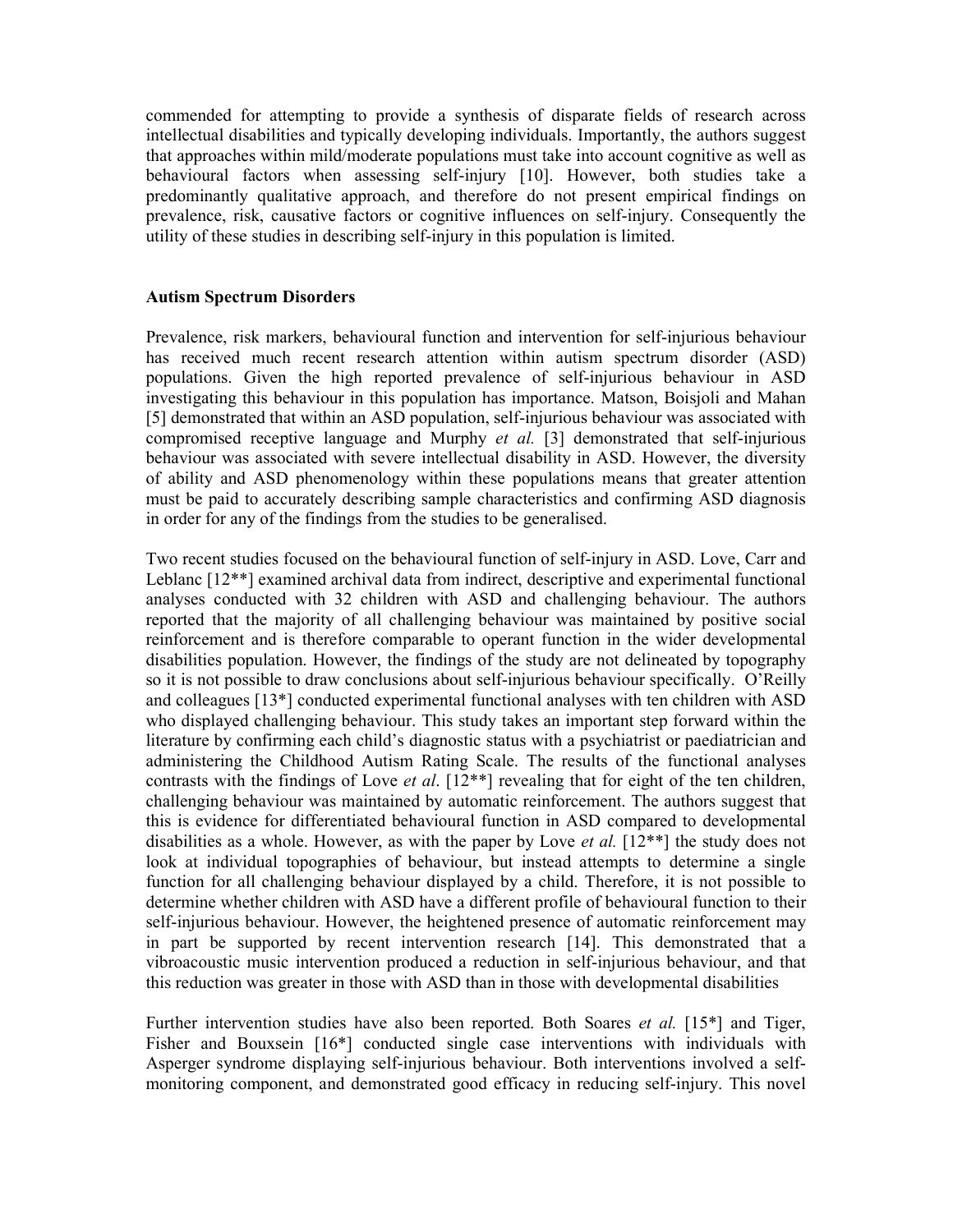commended for attempting to provide a synthesis of disparate fields of research across intellectual disabilities and typically developing individuals. Importantly, the authors suggest that approaches within mild/moderate populations must take into account cognitive as well as behavioural factors when assessing self-injury [10]. However, both studies take a predominantly qualitative approach, and therefore do not present empirical findings on prevalence, risk, causative factors or cognitive influences on self-injury. Consequently the utility of these studies in describing self-injury in this population is limited.

## Autism Spectrum Disorders

Prevalence, risk markers, behavioural function and intervention for self-injurious behaviour has received much recent research attention within autism spectrum disorder (ASD) populations. Given the high reported prevalence of self-injurious behaviour in ASD investigating this behaviour in this population has importance. Matson, Boisjoli and Mahan [5] demonstrated that within an ASD population, self-injurious behaviour was associated with compromised receptive language and Murphy *et al.* [3] demonstrated that self-injurious behaviour was associated with severe intellectual disability in ASD. However, the diversity of ability and ASD phenomenology within these populations means that greater attention must be paid to accurately describing sample characteristics and confirming ASD diagnosis in order for any of the findings from the studies to be generalised.

Two recent studies focused on the behavioural function of self-injury in ASD. Love, Carr and Leblanc [12**] examined archival data from indirect, descriptive and experimental functional analyses conducted with 32 children with ASD and challenging behaviour. The authors reported that the majority of all challenging behaviour was maintained by positive social reinforcement and is therefore comparable to operant function in the wider developmental disabilities population. However, the findings of the study are not delineated by topography so it is not possible to draw conclusions about self-injurious behaviour specifically. O'Reilly and colleagues [13*] conducted experimental functional analyses with ten children with ASD who displayed challenging behaviour. This study takes an important step forward within the literature by confirming each child's diagnostic status with a psychiatrist or paediatrician and administering the Childhood Autism Rating Scale. The results of the functional analyses contrasts with the findings of Love *et al*. [12**] revealing that for eight of the ten children, challenging behaviour was maintained by automatic reinforcement. The authors suggest that this is evidence for differentiated behavioural function in ASD compared to developmental disabilities as a whole. However, as with the paper by Love *et al.* [12**] the study does not look at individual topographies of behaviour, but instead attempts to determine a single function for all challenging behaviour displayed by a child. Therefore, it is not possible to determine whether children with ASD have a different profile of behavioural function to their self-injurious behaviour. However, the heightened presence of automatic reinforcement may in part be supported by recent intervention research [14]. This demonstrated that a vibroacoustic music intervention produced a reduction in self-injurious behaviour, and that this reduction was greater in those with ASD than in those with developmental disabilities

Further intervention studies have also been reported. Both Soares *et al.* [15*] and Tiger, Fisher and Bouxsein [16*] conducted single case interventions with individuals with Asperger syndrome displaying self-injurious behaviour. Both interventions involved a self-monitoring component, and demonstrated good efficacy in reducing self-injury. This novel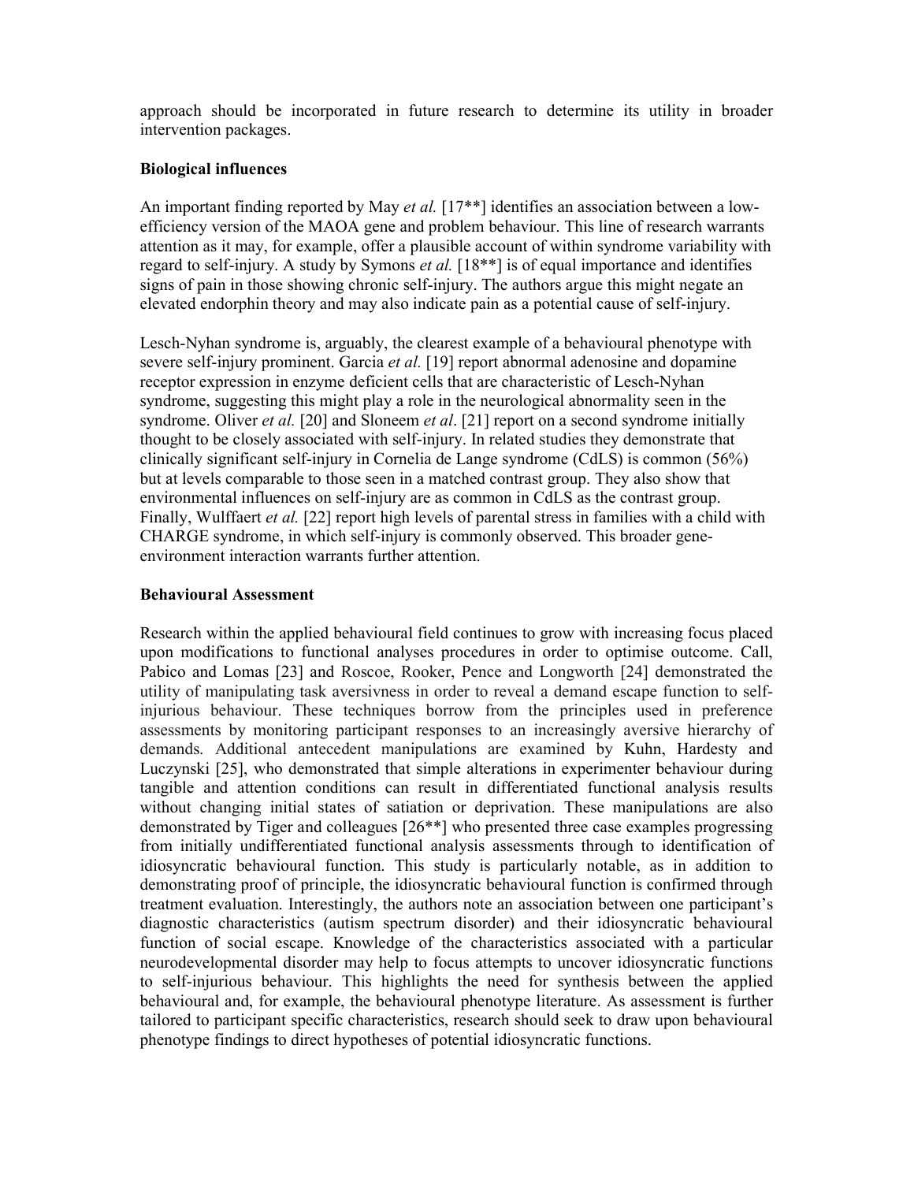approach should be incorporated in future research to determine its utility in broader intervention packages.

**Biological influences**

An important finding reported by May *et al.* [17**] identifies an association between a low-efficiency version of the MAOA gene and problem behaviour. This line of research warrants attention as it may, for example, offer a plausible account of within syndrome variability with regard to self-injury. A study by Symons *et al.* [18**] is of equal importance and identifies signs of pain in those showing chronic self-injury. The authors argue this might negate an elevated endorphin theory and may also indicate pain as a potential cause of self-injury.

Lesch-Nyhan syndrome is, arguably, the clearest example of a behavioural phenotype with severe self-injury prominent. Garcia *et al.* [19] report abnormal adenosine and dopamine receptor expression in enzyme deficient cells that are characteristic of Lesch-Nyhan syndrome, suggesting this might play a role in the neurological abnormality seen in the syndrome. Oliver *et al.* [20] and Sloneem *et al*. [21] report on a second syndrome initially thought to be closely associated with self-injury. In related studies they demonstrate that clinically significant self-injury in Cornelia de Lange syndrome (CdLS) is common (56%) but at levels comparable to those seen in a matched contrast group. They also show that environmental influences on self-injury are as common in CdLS as the contrast group. Finally, Wulffaert *et al.* [22] report high levels of parental stress in families with a child with CHARGE syndrome, in which self-injury is commonly observed. This broader gene-environment interaction warrants further attention.

**Behavioural Assessment**

Research within the applied behavioural field continues to grow with increasing focus placed upon modifications to functional analyses procedures in order to optimise outcome. Call, Pabico and Lomas [23] and Roscoe, Rooker, Pence and Longworth [24] demonstrated the utility of manipulating task aversivness in order to reveal a demand escape function to self-injurious behaviour. These techniques borrow from the principles used in preference assessments by monitoring participant responses to an increasingly aversive hierarchy of demands. Additional antecedent manipulations are examined by Kuhn, Hardesty and Luczynski [25], who demonstrated that simple alterations in experimenter behaviour during tangible and attention conditions can result in differentiated functional analysis results without changing initial states of satiation or deprivation. These manipulations are also demonstrated by Tiger and colleagues [26**] who presented three case examples progressing from initially undifferentiated functional analysis assessments through to identification of idiosyncratic behavioural function. This study is particularly notable, as in addition to demonstrating proof of principle, the idiosyncratic behavioural function is confirmed through treatment evaluation. Interestingly, the authors note an association between one participant's diagnostic characteristics (autism spectrum disorder) and their idiosyncratic behavioural function of social escape. Knowledge of the characteristics associated with a particular neurodevelopmental disorder may help to focus attempts to uncover idiosyncratic functions to self-injurious behaviour. This highlights the need for synthesis between the applied behavioural and, for example, the behavioural phenotype literature. As assessment is further tailored to participant specific characteristics, research should seek to draw upon behavioural phenotype findings to direct hypotheses of potential idiosyncratic functions.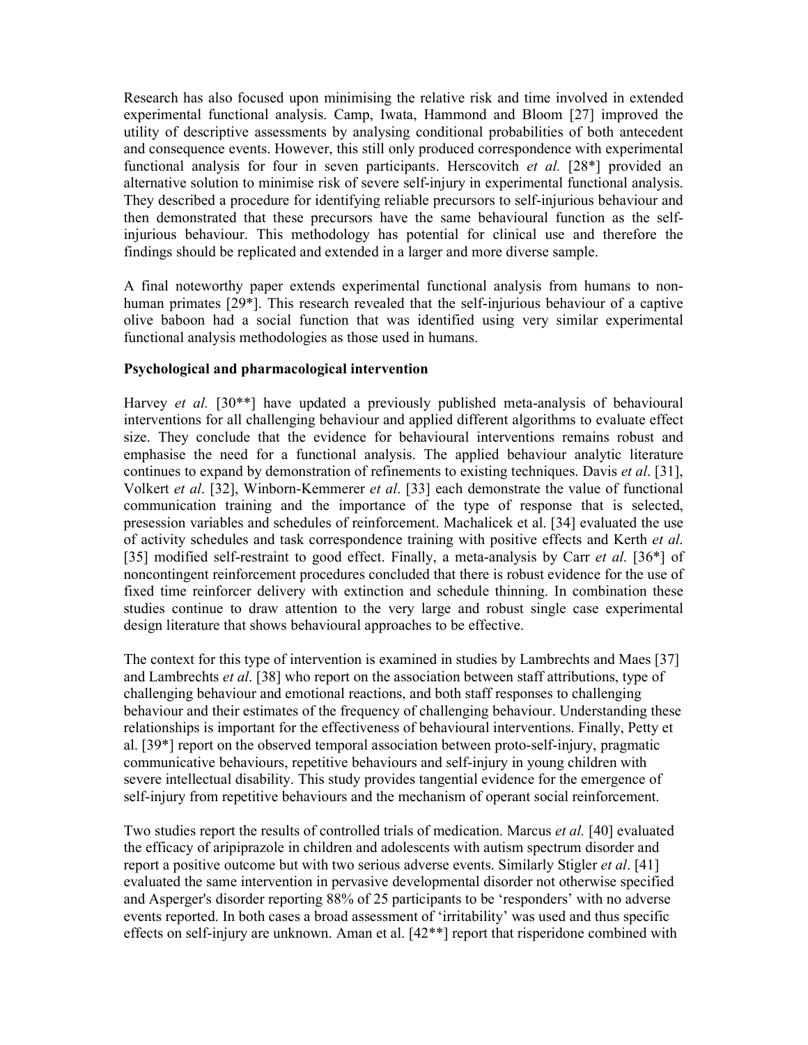Research has also focused upon minimising the relative risk and time involved in extended experimental functional analysis. Camp, Iwata, Hammond and Bloom [27] improved the utility of descriptive assessments by analysing conditional probabilities of both antecedent and consequence events. However, this still only produced correspondence with experimental functional analysis for four in seven participants. Herscovitch *et al.* [28*] provided an alternative solution to minimise risk of severe self-injury in experimental functional analysis. They described a procedure for identifying reliable precursors to self-injurious behaviour and then demonstrated that these precursors have the same behavioural function as the self-injurious behaviour. This methodology has potential for clinical use and therefore the findings should be replicated and extended in a larger and more diverse sample.

A final noteworthy paper extends experimental functional analysis from humans to non-human primates [29*]. This research revealed that the self-injurious behaviour of a captive olive baboon had a social function that was identified using very similar experimental functional analysis methodologies as those used in humans.

**Psychological and pharmacological intervention**

Harvey *et al.* [30**] have updated a previously published meta-analysis of behavioural interventions for all challenging behaviour and applied different algorithms to evaluate effect size. They conclude that the evidence for behavioural interventions remains robust and emphasise the need for a functional analysis. The applied behaviour analytic literature continues to expand by demonstration of refinements to existing techniques. Davis *et al*. [31], Volkert *et al*. [32], Winborn-Kemmerer *et al*. [33] each demonstrate the value of functional communication training and the importance of the type of response that is selected, presession variables and schedules of reinforcement. Machalicek et al. [34] evaluated the use of activity schedules and task correspondence training with positive effects and Kerth *et al.* [35] modified self-restraint to good effect. Finally, a meta-analysis by Carr *et al*. [36*] of noncontingent reinforcement procedures concluded that there is robust evidence for the use of fixed time reinforcer delivery with extinction and schedule thinning. In combination these studies continue to draw attention to the very large and robust single case experimental design literature that shows behavioural approaches to be effective.

The context for this type of intervention is examined in studies by Lambrechts and Maes [37] and Lambrechts *et al*. [38] who report on the association between staff attributions, type of challenging behaviour and emotional reactions, and both staff responses to challenging behaviour and their estimates of the frequency of challenging behaviour. Understanding these relationships is important for the effectiveness of behavioural interventions. Finally, Petty et al. [39*] report on the observed temporal association between proto-self-injury, pragmatic communicative behaviours, repetitive behaviours and self-injury in young children with severe intellectual disability. This study provides tangential evidence for the emergence of self-injury from repetitive behaviours and the mechanism of operant social reinforcement.

Two studies report the results of controlled trials of medication. Marcus *et al.* [40] evaluated the efficacy of aripiprazole in children and adolescents with autism spectrum disorder and report a positive outcome but with two serious adverse events. Similarly Stigler *et al*. [41] evaluated the same intervention in pervasive developmental disorder not otherwise specified and Asperger's disorder reporting 88% of 25 participants to be 'responders' with no adverse events reported. In both cases a broad assessment of 'irritability' was used and thus specific effects on self-injury are unknown. Aman et al. [42**] report that risperidone combined with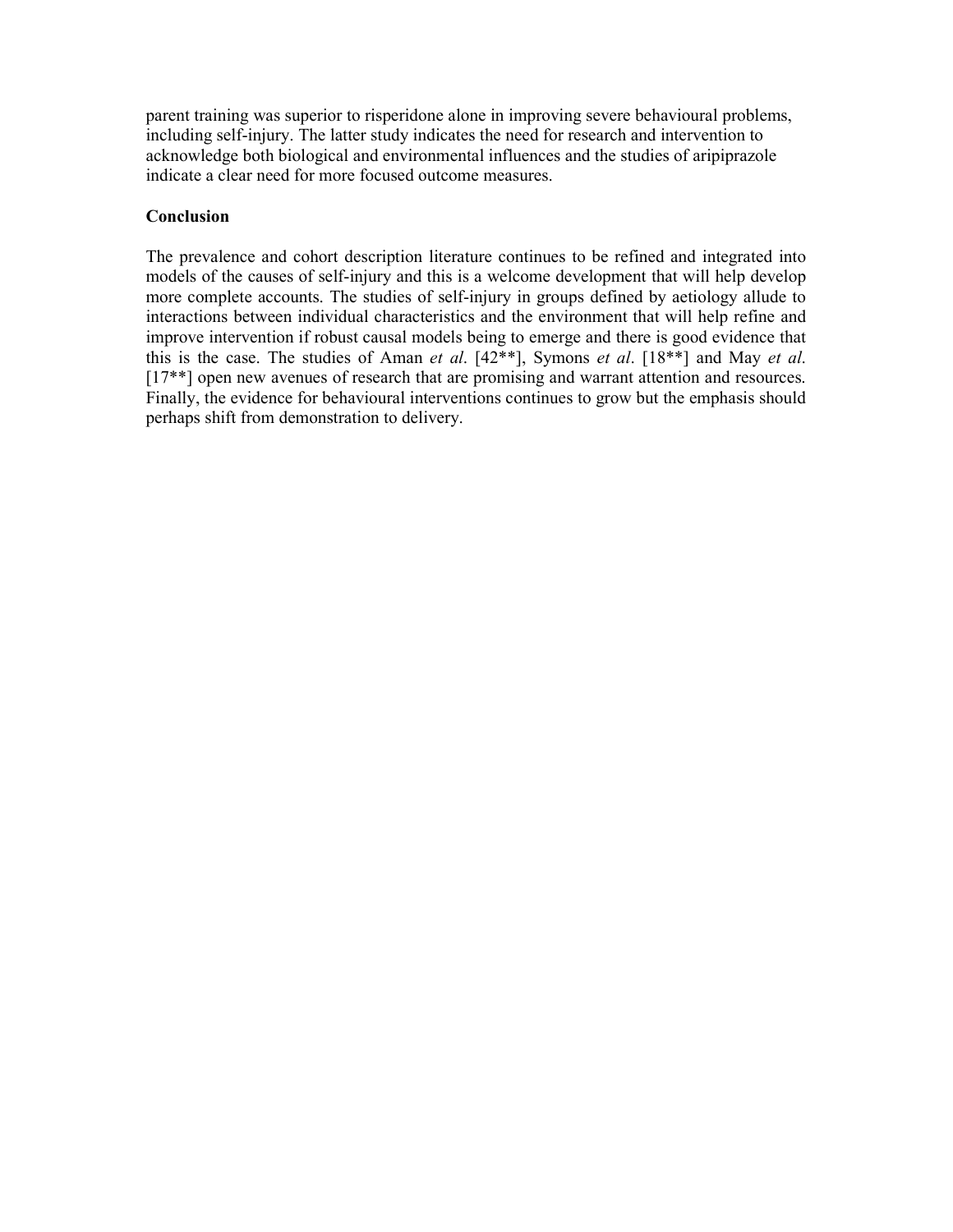parent training was superior to risperidone alone in improving severe behavioural problems, including self-injury. The latter study indicates the need for research and intervention to acknowledge both biological and environmental influences and the studies of aripiprazole indicate a clear need for more focused outcome measures.

## Conclusion

The prevalence and cohort description literature continues to be refined and integrated into models of the causes of self-injury and this is a welcome development that will help develop more complete accounts. The studies of self-injury in groups defined by aetiology allude to interactions between individual characteristics and the environment that will help refine and improve intervention if robust causal models being to emerge and there is good evidence that this is the case. The studies of Aman *et al*. [42**], Symons *et al*. [18**] and May *et al.* [17**] open new avenues of research that are promising and warrant attention and resources. Finally, the evidence for behavioural interventions continues to grow but the emphasis should perhaps shift from demonstration to delivery.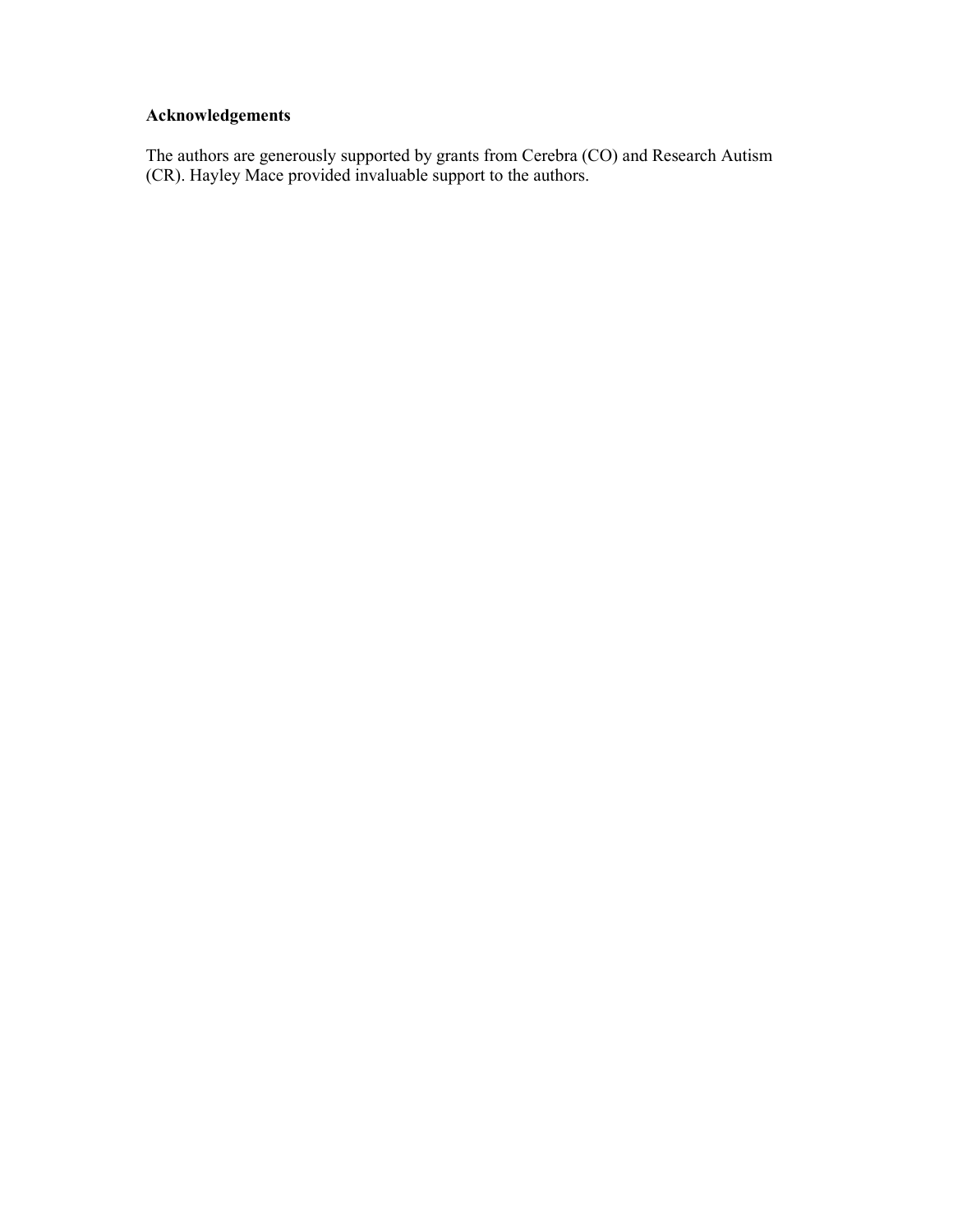**Acknowledgements**

The authors are generously supported by grants from Cerebra (CO) and Research Autism (CR). Hayley Mace provided invaluable support to the authors.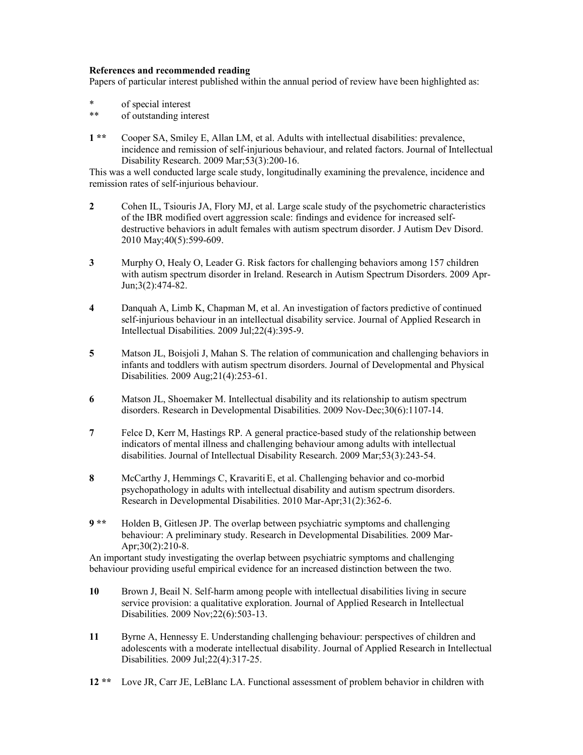**References and recommended reading**

Papers of particular interest published within the annual period of review have been highlighted as:

\* of special interest
\*\* of outstanding interest

**1 \*\*** Cooper SA, Smiley E, Allan LM, et al. Adults with intellectual disabilities: prevalence, incidence and remission of self-injurious behaviour, and related factors. Journal of Intellectual Disability Research. 2009 Mar;53(3):200-16.

This was a well conducted large scale study, longitudinally examining the prevalence, incidence and remission rates of self-injurious behaviour.

**2** Cohen IL, Tsiouris JA, Flory MJ, et al. Large scale study of the psychometric characteristics of the IBR modified overt aggression scale: findings and evidence for increased self-destructive behaviors in adult females with autism spectrum disorder. J Autism Dev Disord. 2010 May;40(5):599-609.

**3** Murphy O, Healy O, Leader G. Risk factors for challenging behaviors among 157 children with autism spectrum disorder in Ireland. Research in Autism Spectrum Disorders. 2009 Apr-Jun;3(2):474-82.

**4** Danquah A, Limb K, Chapman M, et al. An investigation of factors predictive of continued self-injurious behaviour in an intellectual disability service. Journal of Applied Research in Intellectual Disabilities. 2009 Jul;22(4):395-9.

**5** Matson JL, Boisjoli J, Mahan S. The relation of communication and challenging behaviors in infants and toddlers with autism spectrum disorders. Journal of Developmental and Physical Disabilities. 2009 Aug;21(4):253-61.

**6** Matson JL, Shoemaker M. Intellectual disability and its relationship to autism spectrum disorders. Research in Developmental Disabilities. 2009 Nov-Dec;30(6):1107-14.

**7** Felce D, Kerr M, Hastings RP. A general practice-based study of the relationship between indicators of mental illness and challenging behaviour among adults with intellectual disabilities. Journal of Intellectual Disability Research. 2009 Mar;53(3):243-54.

**8** McCarthy J, Hemmings C, Kravariti E, et al. Challenging behavior and co-morbid psychopathology in adults with intellectual disability and autism spectrum disorders. Research in Developmental Disabilities. 2010 Mar-Apr;31(2):362-6.

**9 \*\*** Holden B, Gitlesen JP. The overlap between psychiatric symptoms and challenging behaviour: A preliminary study. Research in Developmental Disabilities. 2009 Mar-Apr;30(2):210-8.

An important study investigating the overlap between psychiatric symptoms and challenging behaviour providing useful empirical evidence for an increased distinction between the two.

**10** Brown J, Beail N. Self-harm among people with intellectual disabilities living in secure service provision: a qualitative exploration. Journal of Applied Research in Intellectual Disabilities. 2009 Nov;22(6):503-13.

**11** Byrne A, Hennessy E. Understanding challenging behaviour: perspectives of children and adolescents with a moderate intellectual disability. Journal of Applied Research in Intellectual Disabilities. 2009 Jul;22(4):317-25.

**12 \*\*** Love JR, Carr JE, LeBlanc LA. Functional assessment of problem behavior in children with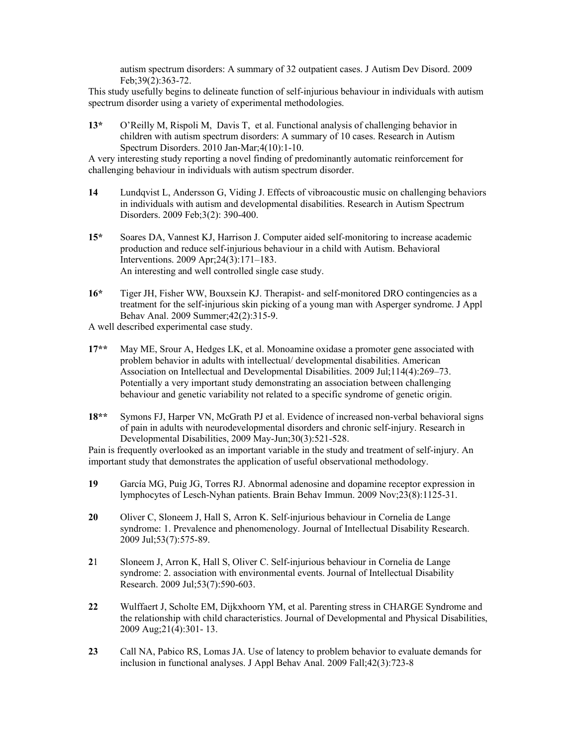autism spectrum disorders: A summary of 32 outpatient cases. J Autism Dev Disord. 2009 Feb;39(2):363-72.

This study usefully begins to delineate function of self-injurious behaviour in individuals with autism spectrum disorder using a variety of experimental methodologies.

**13*** O'Reilly M, Rispoli M, Davis T, et al. Functional analysis of challenging behavior in children with autism spectrum disorders: A summary of 10 cases. Research in Autism Spectrum Disorders. 2010 Jan-Mar;4(10):1-10.

A very interesting study reporting a novel finding of predominantly automatic reinforcement for challenging behaviour in individuals with autism spectrum disorder.

**14** Lundqvist L, Andersson G, Viding J. Effects of vibroacoustic music on challenging behaviors in individuals with autism and developmental disabilities. Research in Autism Spectrum Disorders. 2009 Feb;3(2): 390-400.

**15*** Soares DA, Vannest KJ, Harrison J. Computer aided self-monitoring to increase academic production and reduce self-injurious behaviour in a child with Autism. Behavioral Interventions. 2009 Apr;24(3):171–183.
An interesting and well controlled single case study.

**16*** Tiger JH, Fisher WW, Bouxsein KJ. Therapist- and self-monitored DRO contingencies as a treatment for the self-injurious skin picking of a young man with Asperger syndrome. J Appl Behav Anal. 2009 Summer;42(2):315-9.

A well described experimental case study.

**17**** May ME, Srour A, Hedges LK, et al. Monoamine oxidase a promoter gene associated with problem behavior in adults with intellectual/ developmental disabilities. American Association on Intellectual and Developmental Disabilities. 2009 Jul;114(4):269–73.
Potentially a very important study demonstrating an association between challenging behaviour and genetic variability not related to a specific syndrome of genetic origin.

**18**** Symons FJ, Harper VN, McGrath PJ et al. Evidence of increased non-verbal behavioral signs of pain in adults with neurodevelopmental disorders and chronic self-injury. Research in Developmental Disabilities, 2009 May-Jun;30(3):521-528.

Pain is frequently overlooked as an important variable in the study and treatment of self-injury. An important study that demonstrates the application of useful observational methodology.

**19** García MG, Puig JG, Torres RJ. Abnormal adenosine and dopamine receptor expression in lymphocytes of Lesch-Nyhan patients. Brain Behav Immun. 2009 Nov;23(8):1125-31.

**20** Oliver C, Sloneem J, Hall S, Arron K. Self-injurious behaviour in Cornelia de Lange syndrome: 1. Prevalence and phenomenology. Journal of Intellectual Disability Research. 2009 Jul;53(7):575-89.

**2**1 Sloneem J, Arron K, Hall S, Oliver C. Self-injurious behaviour in Cornelia de Lange syndrome: 2. association with environmental events. Journal of Intellectual Disability Research. 2009 Jul;53(7):590-603.

**22** Wulffaert J, Scholte EM, Dijkxhoorn YM, et al. Parenting stress in CHARGE Syndrome and the relationship with child characteristics. Journal of Developmental and Physical Disabilities, 2009 Aug;21(4):301- 13.

**23** Call NA, Pabico RS, Lomas JA. Use of latency to problem behavior to evaluate demands for inclusion in functional analyses. J Appl Behav Anal. 2009 Fall;42(3):723-8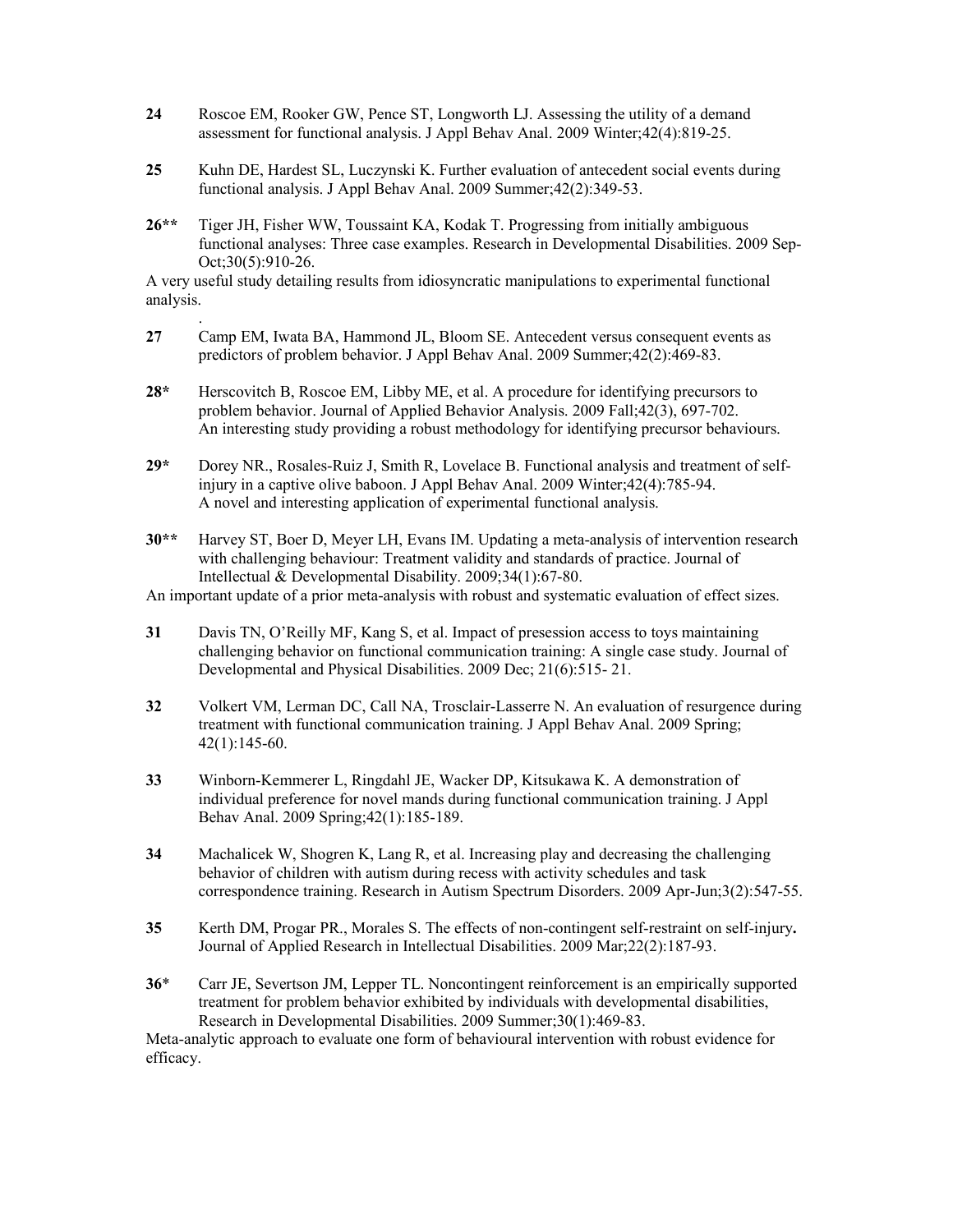**24** Roscoe EM, Rooker GW, Pence ST, Longworth LJ. Assessing the utility of a demand assessment for functional analysis. J Appl Behav Anal. 2009 Winter;42(4):819-25.

**25** Kuhn DE, Hardest SL, Luczynski K. Further evaluation of antecedent social events during functional analysis. J Appl Behav Anal. 2009 Summer;42(2):349-53.

**26**** Tiger JH, Fisher WW, Toussaint KA, Kodak T. Progressing from initially ambiguous functional analyses: Three case examples. Research in Developmental Disabilities. 2009 Sep-Oct;30(5):910-26.

A very useful study detailing results from idiosyncratic manipulations to experimental functional analysis.

.

**27** Camp EM, Iwata BA, Hammond JL, Bloom SE. Antecedent versus consequent events as predictors of problem behavior. J Appl Behav Anal. 2009 Summer;42(2):469-83.

**28*** Herscovitch B, Roscoe EM, Libby ME, et al. A procedure for identifying precursors to problem behavior. Journal of Applied Behavior Analysis. 2009 Fall;42(3), 697-702. An interesting study providing a robust methodology for identifying precursor behaviours.

**29*** Dorey NR., Rosales-Ruiz J, Smith R, Lovelace B. Functional analysis and treatment of self-injury in a captive olive baboon. J Appl Behav Anal. 2009 Winter;42(4):785-94. A novel and interesting application of experimental functional analysis.

**30**** Harvey ST, Boer D, Meyer LH, Evans IM. Updating a meta-analysis of intervention research with challenging behaviour: Treatment validity and standards of practice. Journal of Intellectual & Developmental Disability. 2009;34(1):67-80.

An important update of a prior meta-analysis with robust and systematic evaluation of effect sizes.

**31** Davis TN, O'Reilly MF, Kang S, et al. Impact of presession access to toys maintaining challenging behavior on functional communication training: A single case study. Journal of Developmental and Physical Disabilities. 2009 Dec; 21(6):515- 21.

**32** Volkert VM, Lerman DC, Call NA, Trosclair-Lasserre N. An evaluation of resurgence during treatment with functional communication training. J Appl Behav Anal. 2009 Spring; 42(1):145-60.

**33** Winborn-Kemmerer L, Ringdahl JE, Wacker DP, Kitsukawa K. A demonstration of individual preference for novel mands during functional communication training. J Appl Behav Anal. 2009 Spring;42(1):185-189.

**34** Machalicek W, Shogren K, Lang R, et al. Increasing play and decreasing the challenging behavior of children with autism during recess with activity schedules and task correspondence training. Research in Autism Spectrum Disorders. 2009 Apr-Jun;3(2):547-55.

**35** Kerth DM, Progar PR., Morales S. The effects of non-contingent self-restraint on self-injury**.** Journal of Applied Research in Intellectual Disabilities. 2009 Mar;22(2):187-93.

**36*** Carr JE, Severtson JM, Lepper TL. Noncontingent reinforcement is an empirically supported treatment for problem behavior exhibited by individuals with developmental disabilities, Research in Developmental Disabilities. 2009 Summer;30(1):469-83.

Meta-analytic approach to evaluate one form of behavioural intervention with robust evidence for efficacy.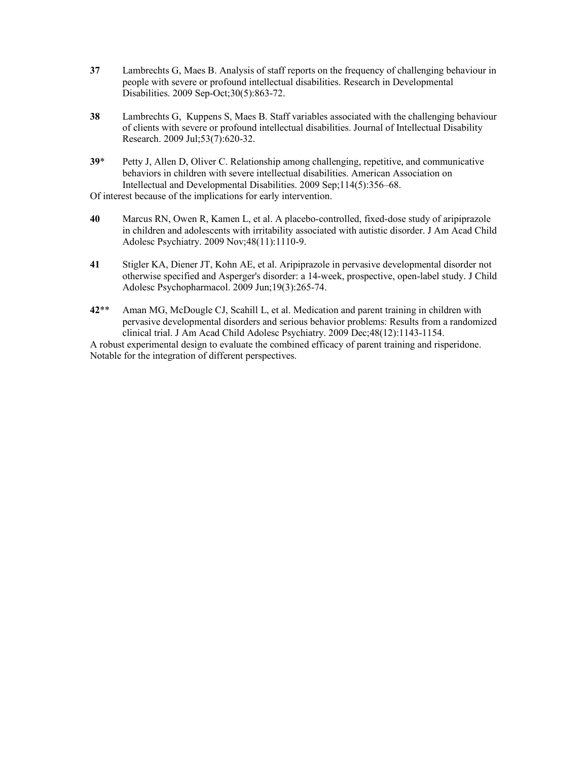**37** Lambrechts G, Maes B. Analysis of staff reports on the frequency of challenging behaviour in people with severe or profound intellectual disabilities. Research in Developmental Disabilities. 2009 Sep-Oct;30(5):863-72.

**38** Lambrechts G, Kuppens S, Maes B. Staff variables associated with the challenging behaviour of clients with severe or profound intellectual disabilities. Journal of Intellectual Disability Research. 2009 Jul;53(7):620-32.

**39*** Petty J, Allen D, Oliver C. Relationship among challenging, repetitive, and communicative behaviors in children with severe intellectual disabilities. American Association on Intellectual and Developmental Disabilities. 2009 Sep;114(5):356–68.
Of interest because of the implications for early intervention.

**40** Marcus RN, Owen R, Kamen L, et al. A placebo-controlled, fixed-dose study of aripiprazole in children and adolescents with irritability associated with autistic disorder. J Am Acad Child Adolesc Psychiatry. 2009 Nov;48(11):1110-9.

**41** Stigler KA, Diener JT, Kohn AE, et al. Aripiprazole in pervasive developmental disorder not otherwise specified and Asperger's disorder: a 14-week, prospective, open-label study. J Child Adolesc Psychopharmacol. 2009 Jun;19(3):265-74.

**42**** Aman MG, McDougle CJ, Scahill L, et al. Medication and parent training in children with pervasive developmental disorders and serious behavior problems: Results from a randomized clinical trial. J Am Acad Child Adolesc Psychiatry. 2009 Dec;48(12):1143-1154.
A robust experimental design to evaluate the combined efficacy of parent training and risperidone. Notable for the integration of different perspectives.